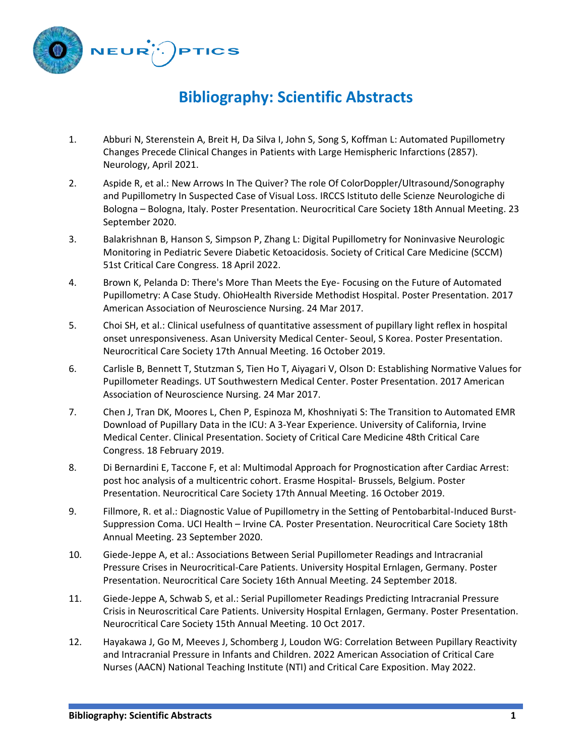# Bibliography: Scientific Abstracts

1. Abburi N, Sterenstein A, Breit H, Da Silva I, John S, Song S, Koffman L: Automated Pupillometry Changes Precede Clinical Changes in Patients with Large Hemispheric Infarctions (2857). Neurology, April 2021.

2. Aspide R, et al.: New Arrows In The Quiver? The role Of ColorDoppler/Ultrasound/Sonography and Pupillometry In Suspected Case of Visual Loss. IRCCS Istituto delle Scienze Neurologiche di Bologna – Bologna, Italy. Poster Presentation. Neurocritical Care Society 18th Annual Meeting. 23 September 2020.

3. Balakrishnan B, Hanson S, Simpson P, Zhang L: Digital Pupillometry for Noninvasive Neurologic Monitoring in Pediatric Severe Diabetic Ketoacidosis. Society of Critical Care Medicine (SCCM) 51st Critical Care Congress. 18 April 2022.

4. Brown K, Pelanda D: There's More Than Meets the Eye- Focusing on the Future of Automated Pupillometry: A Case Study. OhioHealth Riverside Methodist Hospital. Poster Presentation. 2017 American Association of Neuroscience Nursing. 24 Mar 2017.

5. Choi SH, et al.: Clinical usefulness of quantitative assessment of pupillary light reflex in hospital onset unresponsiveness. Asan University Medical Center- Seoul, S Korea. Poster Presentation. Neurocritical Care Society 17th Annual Meeting. 16 October 2019.

6. Carlisle B, Bennett T, Stutzman S, Tien Ho T, Aiyagari V, Olson D: Establishing Normative Values for Pupillometer Readings. UT Southwestern Medical Center. Poster Presentation. 2017 American Association of Neuroscience Nursing. 24 Mar 2017.

7. Chen J, Tran DK, Moores L, Chen P, Espinoza M, Khoshniyati S: The Transition to Automated EMR Download of Pupillary Data in the ICU: A 3-Year Experience. University of California, Irvine Medical Center. Clinical Presentation. Society of Critical Care Medicine 48th Critical Care Congress. 18 February 2019.

8. Di Bernardini E, Taccone F, et al: Multimodal Approach for Prognostication after Cardiac Arrest: post hoc analysis of a multicentric cohort. Erasme Hospital- Brussels, Belgium. Poster Presentation. Neurocritical Care Society 17th Annual Meeting. 16 October 2019.

9. Fillmore, R. et al.: Diagnostic Value of Pupillometry in the Setting of Pentobarbital-Induced Burst-Suppression Coma. UCI Health – Irvine CA. Poster Presentation. Neurocritical Care Society 18th Annual Meeting. 23 September 2020.

10. Giede-Jeppe A, et al.: Associations Between Serial Pupillometer Readings and Intracranial Pressure Crises in Neurocritical-Care Patients. University Hospital Ernlagen, Germany. Poster Presentation. Neurocritical Care Society 16th Annual Meeting. 24 September 2018.

11. Giede-Jeppe A, Schwab S, et al.: Serial Pupillometer Readings Predicting Intracranial Pressure Crisis in Neuroscritical Care Patients. University Hospital Ernlagen, Germany. Poster Presentation. Neurocritical Care Society 15th Annual Meeting. 10 Oct 2017.

12. Hayakawa J, Go M, Meeves J, Schomberg J, Loudon WG: Correlation Between Pupillary Reactivity and Intracranial Pressure in Infants and Children. 2022 American Association of Critical Care Nurses (AACN) National Teaching Institute (NTI) and Critical Care Exposition. May 2022.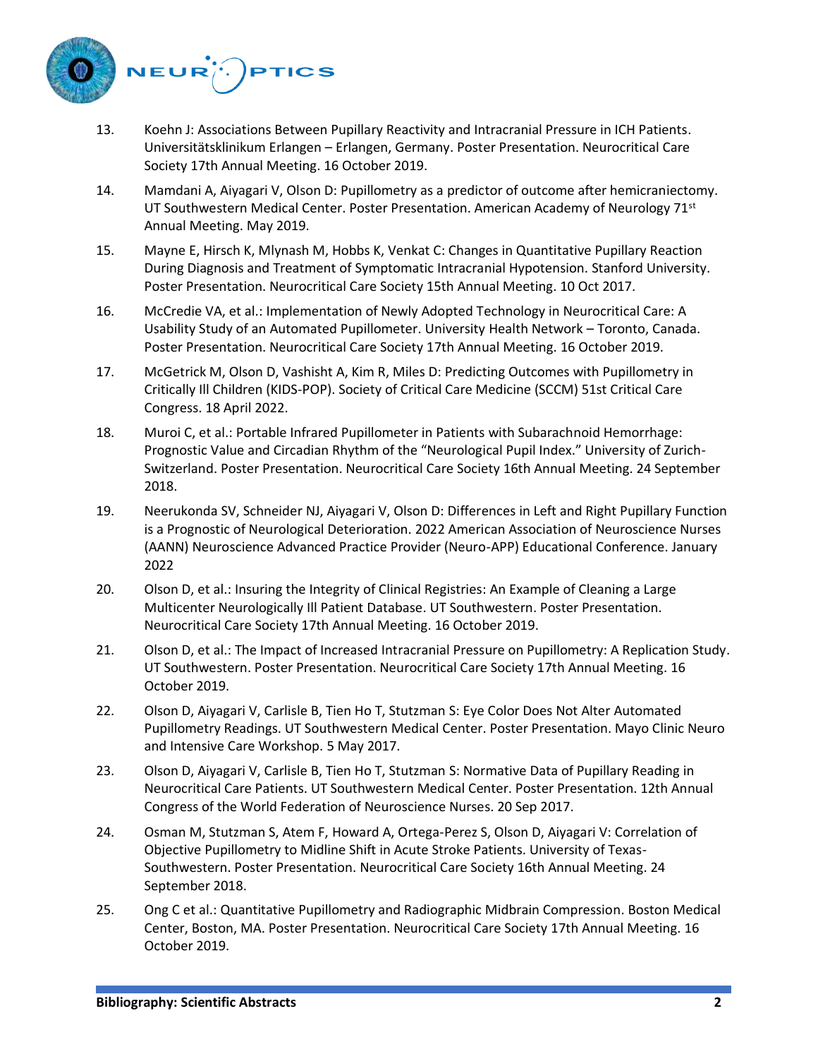13. Koehn J: Associations Between Pupillary Reactivity and Intracranial Pressure in ICH Patients. Universitätsklinikum Erlangen – Erlangen, Germany. Poster Presentation. Neurocritical Care Society 17th Annual Meeting. 16 October 2019.

14. Mamdani A, Aiyagari V, Olson D: Pupillometry as a predictor of outcome after hemicraniectomy. UT Southwestern Medical Center. Poster Presentation. American Academy of Neurology 71st Annual Meeting. May 2019.

15. Mayne E, Hirsch K, Mlynash M, Hobbs K, Venkat C: Changes in Quantitative Pupillary Reaction During Diagnosis and Treatment of Symptomatic Intracranial Hypotension. Stanford University. Poster Presentation. Neurocritical Care Society 15th Annual Meeting. 10 Oct 2017.

16. McCredie VA, et al.: Implementation of Newly Adopted Technology in Neurocritical Care: A Usability Study of an Automated Pupillometer. University Health Network – Toronto, Canada. Poster Presentation. Neurocritical Care Society 17th Annual Meeting. 16 October 2019.

17. McGetrick M, Olson D, Vashisht A, Kim R, Miles D: Predicting Outcomes with Pupillometry in Critically Ill Children (KIDS-POP). Society of Critical Care Medicine (SCCM) 51st Critical Care Congress. 18 April 2022.

18. Muroi C, et al.: Portable Infrared Pupillometer in Patients with Subarachnoid Hemorrhage: Prognostic Value and Circadian Rhythm of the "Neurological Pupil Index." University of Zurich-Switzerland. Poster Presentation. Neurocritical Care Society 16th Annual Meeting. 24 September 2018.

19. Neerukonda SV, Schneider NJ, Aiyagari V, Olson D: Differences in Left and Right Pupillary Function is a Prognostic of Neurological Deterioration. 2022 American Association of Neuroscience Nurses (AANN) Neuroscience Advanced Practice Provider (Neuro-APP) Educational Conference. January 2022

20. Olson D, et al.: Insuring the Integrity of Clinical Registries: An Example of Cleaning a Large Multicenter Neurologically Ill Patient Database. UT Southwestern. Poster Presentation. Neurocritical Care Society 17th Annual Meeting. 16 October 2019.

21. Olson D, et al.: The Impact of Increased Intracranial Pressure on Pupillometry: A Replication Study. UT Southwestern. Poster Presentation. Neurocritical Care Society 17th Annual Meeting. 16 October 2019.

22. Olson D, Aiyagari V, Carlisle B, Tien Ho T, Stutzman S: Eye Color Does Not Alter Automated Pupillometry Readings. UT Southwestern Medical Center. Poster Presentation. Mayo Clinic Neuro and Intensive Care Workshop. 5 May 2017.

23. Olson D, Aiyagari V, Carlisle B, Tien Ho T, Stutzman S: Normative Data of Pupillary Reading in Neurocritical Care Patients. UT Southwestern Medical Center. Poster Presentation. 12th Annual Congress of the World Federation of Neuroscience Nurses. 20 Sep 2017.

24. Osman M, Stutzman S, Atem F, Howard A, Ortega-Perez S, Olson D, Aiyagari V: Correlation of Objective Pupillometry to Midline Shift in Acute Stroke Patients. University of Texas-Southwestern. Poster Presentation. Neurocritical Care Society 16th Annual Meeting. 24 September 2018.

25. Ong C et al.: Quantitative Pupillometry and Radiographic Midbrain Compression. Boston Medical Center, Boston, MA. Poster Presentation. Neurocritical Care Society 17th Annual Meeting. 16 October 2019.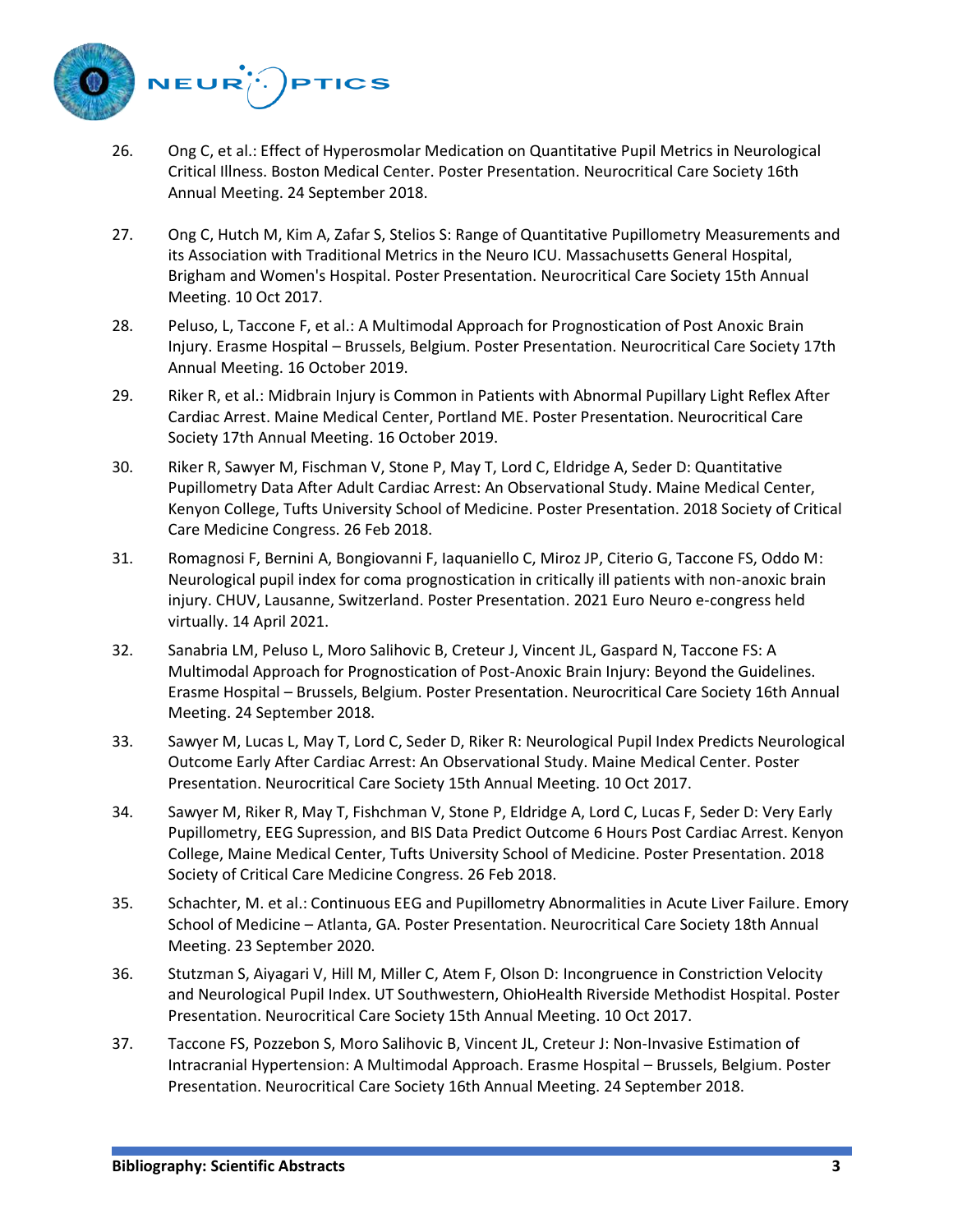26. Ong C, et al.: Effect of Hyperosmolar Medication on Quantitative Pupil Metrics in Neurological Critical Illness. Boston Medical Center. Poster Presentation. Neurocritical Care Society 16th Annual Meeting. 24 September 2018.

27. Ong C, Hutch M, Kim A, Zafar S, Stelios S: Range of Quantitative Pupillometry Measurements and its Association with Traditional Metrics in the Neuro ICU. Massachusetts General Hospital, Brigham and Women's Hospital. Poster Presentation. Neurocritical Care Society 15th Annual Meeting. 10 Oct 2017.

28. Peluso, L, Taccone F, et al.: A Multimodal Approach for Prognostication of Post Anoxic Brain Injury. Erasme Hospital – Brussels, Belgium. Poster Presentation. Neurocritical Care Society 17th Annual Meeting. 16 October 2019.

29. Riker R, et al.: Midbrain Injury is Common in Patients with Abnormal Pupillary Light Reflex After Cardiac Arrest. Maine Medical Center, Portland ME. Poster Presentation. Neurocritical Care Society 17th Annual Meeting. 16 October 2019.

30. Riker R, Sawyer M, Fischman V, Stone P, May T, Lord C, Eldridge A, Seder D: Quantitative Pupillometry Data After Adult Cardiac Arrest: An Observational Study. Maine Medical Center, Kenyon College, Tufts University School of Medicine. Poster Presentation. 2018 Society of Critical Care Medicine Congress. 26 Feb 2018.

31. Romagnosi F, Bernini A, Bongiovanni F, Iaquaniello C, Miroz JP, Citerio G, Taccone FS, Oddo M: Neurological pupil index for coma prognostication in critically ill patients with non-anoxic brain injury. CHUV, Lausanne, Switzerland. Poster Presentation. 2021 Euro Neuro e-congress held virtually. 14 April 2021.

32. Sanabria LM, Peluso L, Moro Salihovic B, Creteur J, Vincent JL, Gaspard N, Taccone FS: A Multimodal Approach for Prognostication of Post-Anoxic Brain Injury: Beyond the Guidelines. Erasme Hospital – Brussels, Belgium. Poster Presentation. Neurocritical Care Society 16th Annual Meeting. 24 September 2018.

33. Sawyer M, Lucas L, May T, Lord C, Seder D, Riker R: Neurological Pupil Index Predicts Neurological Outcome Early After Cardiac Arrest: An Observational Study. Maine Medical Center. Poster Presentation. Neurocritical Care Society 15th Annual Meeting. 10 Oct 2017.

34. Sawyer M, Riker R, May T, Fishchman V, Stone P, Eldridge A, Lord C, Lucas F, Seder D: Very Early Pupillometry, EEG Supression, and BIS Data Predict Outcome 6 Hours Post Cardiac Arrest. Kenyon College, Maine Medical Center, Tufts University School of Medicine. Poster Presentation. 2018 Society of Critical Care Medicine Congress. 26 Feb 2018.

35. Schachter, M. et al.: Continuous EEG and Pupillometry Abnormalities in Acute Liver Failure. Emory School of Medicine – Atlanta, GA. Poster Presentation. Neurocritical Care Society 18th Annual Meeting. 23 September 2020.

36. Stutzman S, Aiyagari V, Hill M, Miller C, Atem F, Olson D: Incongruence in Constriction Velocity and Neurological Pupil Index. UT Southwestern, OhioHealth Riverside Methodist Hospital. Poster Presentation. Neurocritical Care Society 15th Annual Meeting. 10 Oct 2017.

37. Taccone FS, Pozzebon S, Moro Salihovic B, Vincent JL, Creteur J: Non-Invasive Estimation of Intracranial Hypertension: A Multimodal Approach. Erasme Hospital – Brussels, Belgium. Poster Presentation. Neurocritical Care Society 16th Annual Meeting. 24 September 2018.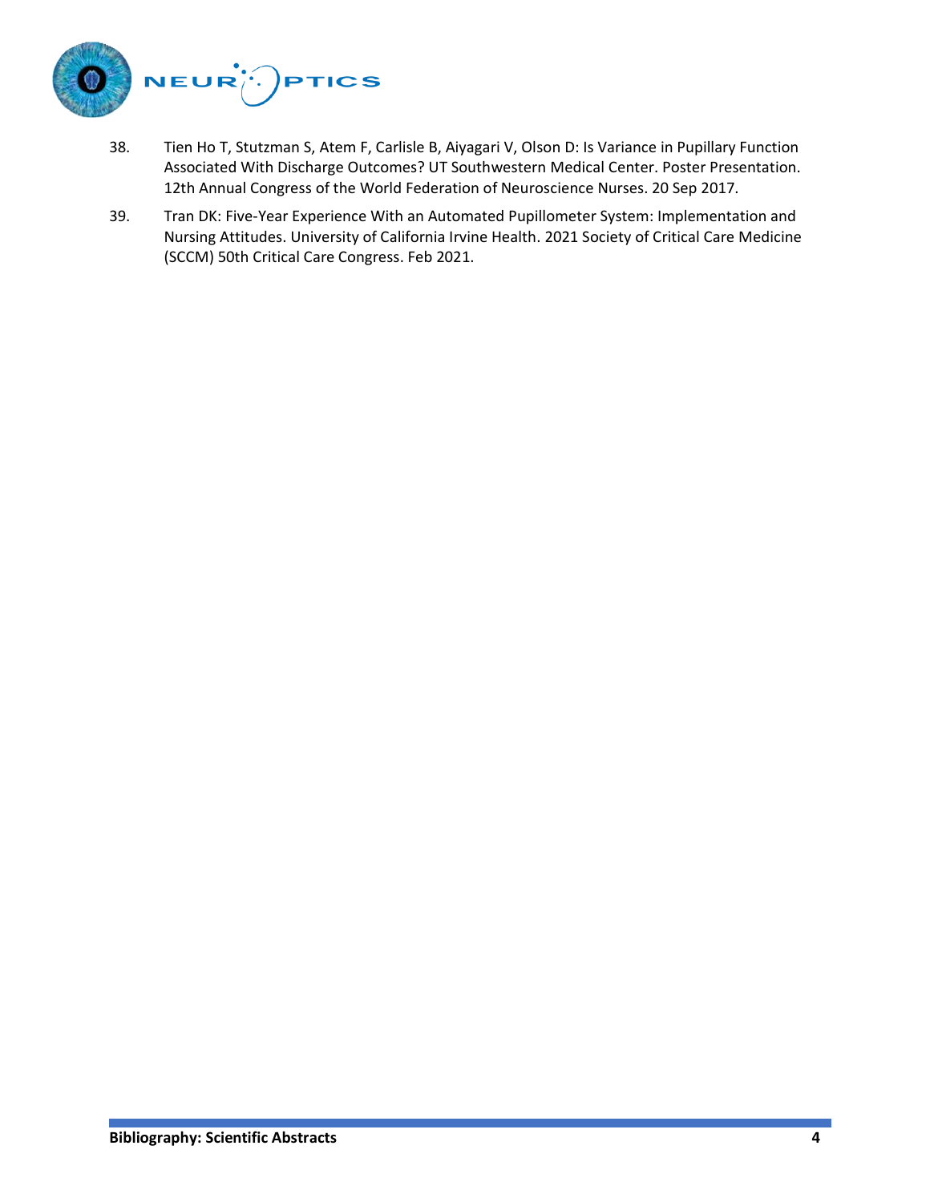38. Tien Ho T, Stutzman S, Atem F, Carlisle B, Aiyagari V, Olson D: Is Variance in Pupillary Function Associated With Discharge Outcomes? UT Southwestern Medical Center. Poster Presentation. 12th Annual Congress of the World Federation of Neuroscience Nurses. 20 Sep 2017.

39. Tran DK: Five-Year Experience With an Automated Pupillometer System: Implementation and Nursing Attitudes. University of California Irvine Health. 2021 Society of Critical Care Medicine (SCCM) 50th Critical Care Congress. Feb 2021.